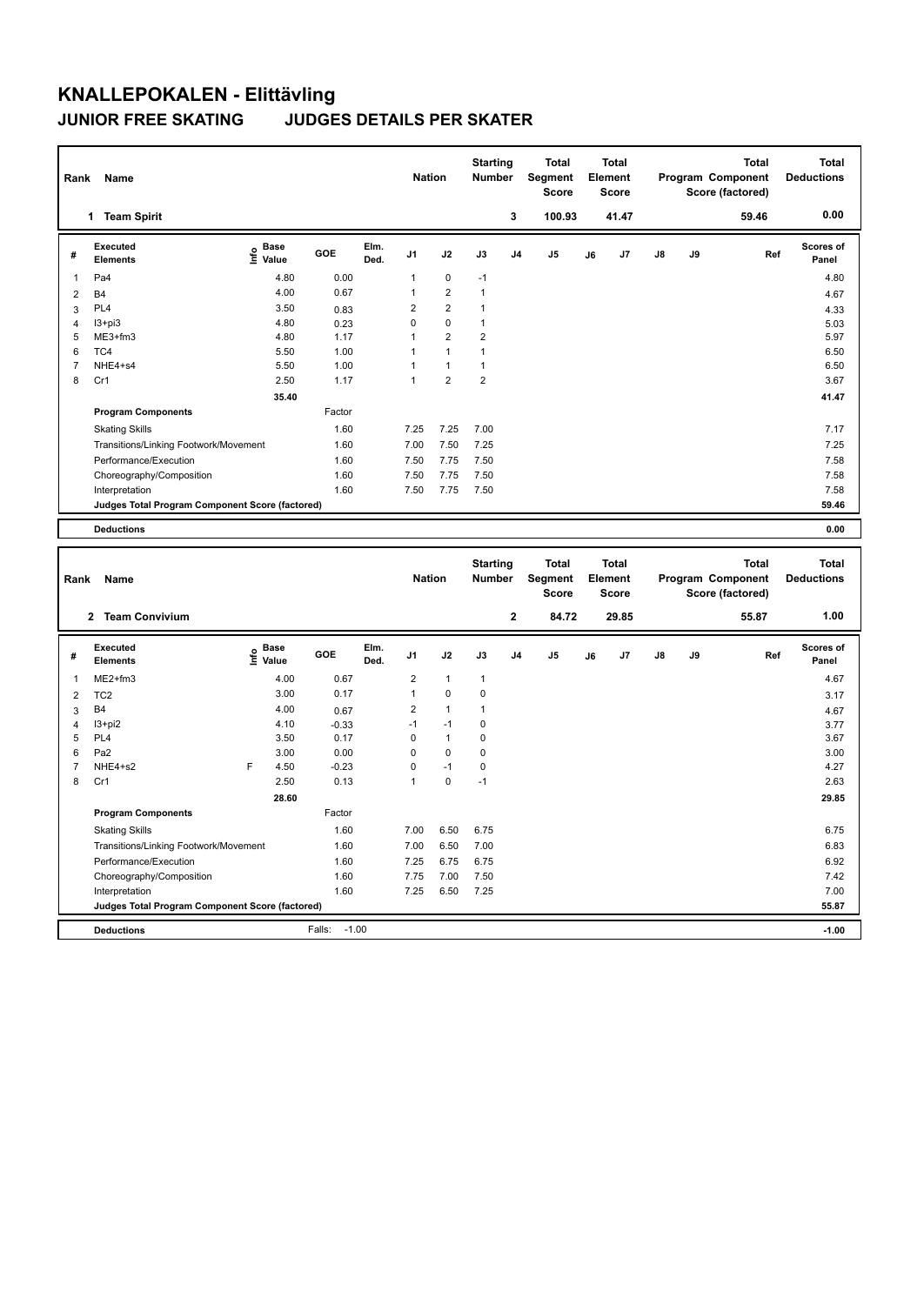# KNALLEPOKALEN - Elittävling

## JUNIOR FREE SKATING JUDGES DETAILS PER SKATER

| Rank | Name | Nation | Starting Number | Total Segment Score | Total Element Score | Total Program Component Score (factored) | Total Deductions |
|---|---|---|---|---|---|---|---|
| 1 | Team Spirit | | 3 | 100.93 | 41.47 | 59.46 | 0.00 |

| # | Executed Elements | Info | Base Value | GOE | Elm. Ded. | J1 | J2 | J3 | J4 | J5 | J6 | J7 | J8 | J9 | Ref | Scores of Panel |
|---|---|---|---|---|---|---|---|---|---|---|---|---|---|---|---|---|
| 1 | Pa4 | | 4.80 | 0.00 | | 1 | 0 | -1 | | | | | | | | 4.80 |
| 2 | B4 | | 4.00 | 0.67 | | 1 | 2 | 1 | | | | | | | | 4.67 |
| 3 | PL4 | | 3.50 | 0.83 | | 2 | 2 | 1 | | | | | | | | 4.33 |
| 4 | I3+pi3 | | 4.80 | 0.23 | | 0 | 0 | 1 | | | | | | | | 5.03 |
| 5 | ME3+fm3 | | 4.80 | 1.17 | | 1 | 2 | 2 | | | | | | | | 5.97 |
| 6 | TC4 | | 5.50 | 1.00 | | 1 | 1 | 1 | | | | | | | | 6.50 |
| 7 | NHE4+s4 | | 5.50 | 1.00 | | 1 | 1 | 1 | | | | | | | | 6.50 |
| 8 | Cr1 | | 2.50 | 1.17 | | 1 | 2 | 2 | | | | | | | | 3.67 |
| | | | 35.40 | | | | | | | | | | | | | 41.47 |

| Program Components | Factor | J1 | J2 | J3 | J4 | J5 | J6 | J7 | J8 | J9 | Scores of Panel |
|---|---|---|---|---|---|---|---|---|---|---|---|
| Skating Skills | 1.60 | 7.25 | 7.25 | 7.00 | | | | | | | 7.17 |
| Transitions/Linking Footwork/Movement | 1.60 | 7.00 | 7.50 | 7.25 | | | | | | | 7.25 |
| Performance/Execution | 1.60 | 7.50 | 7.75 | 7.50 | | | | | | | 7.58 |
| Choreography/Composition | 1.60 | 7.50 | 7.75 | 7.50 | | | | | | | 7.58 |
| Interpretation | 1.60 | 7.50 | 7.75 | 7.50 | | | | | | | 7.58 |
| Judges Total Program Component Score (factored) | | | | | | | | | | | 59.46 |

| Deductions | | 0.00 |
|---|---|---|

| Rank | Name | Nation | Starting Number | Total Segment Score | Total Element Score | Total Program Component Score (factored) | Total Deductions |
|---|---|---|---|---|---|---|---|
| 2 | Team Convivium | | 2 | 84.72 | 29.85 | 55.87 | 1.00 |

| # | Executed Elements | Info | Base Value | GOE | Elm. Ded. | J1 | J2 | J3 | J4 | J5 | J6 | J7 | J8 | J9 | Ref | Scores of Panel |
|---|---|---|---|---|---|---|---|---|---|---|---|---|---|---|---|---|
| 1 | ME2+fm3 | | 4.00 | 0.67 | | 2 | 1 | 1 | | | | | | | | 4.67 |
| 2 | TC2 | | 3.00 | 0.17 | | 1 | 0 | 0 | | | | | | | | 3.17 |
| 3 | B4 | | 4.00 | 0.67 | | 2 | 1 | 1 | | | | | | | | 4.67 |
| 4 | I3+pi2 | | 4.10 | -0.33 | | -1 | -1 | 0 | | | | | | | | 3.77 |
| 5 | PL4 | | 3.50 | 0.17 | | 0 | 1 | 0 | | | | | | | | 3.67 |
| 6 | Pa2 | | 3.00 | 0.00 | | 0 | 0 | 0 | | | | | | | | 3.00 |
| 7 | NHE4+s2 | F | 4.50 | -0.23 | | 0 | -1 | 0 | | | | | | | | 4.27 |
| 8 | Cr1 | | 2.50 | 0.13 | | 1 | 0 | -1 | | | | | | | | 2.63 |
| | | | 28.60 | | | | | | | | | | | | | 29.85 |

| Program Components | Factor | J1 | J2 | J3 | J4 | J5 | J6 | J7 | J8 | J9 | Scores of Panel |
|---|---|---|---|---|---|---|---|---|---|---|---|
| Skating Skills | 1.60 | 7.00 | 6.50 | 6.75 | | | | | | | 6.75 |
| Transitions/Linking Footwork/Movement | 1.60 | 7.00 | 6.50 | 7.00 | | | | | | | 6.83 |
| Performance/Execution | 1.60 | 7.25 | 6.75 | 6.75 | | | | | | | 6.92 |
| Choreography/Composition | 1.60 | 7.75 | 7.00 | 7.50 | | | | | | | 7.42 |
| Interpretation | 1.60 | 7.25 | 6.50 | 7.25 | | | | | | | 7.00 |
| Judges Total Program Component Score (factored) | | | | | | | | | | | 55.87 |

| Deductions | Falls: -1.00 | -1.00 |
|---|---|---|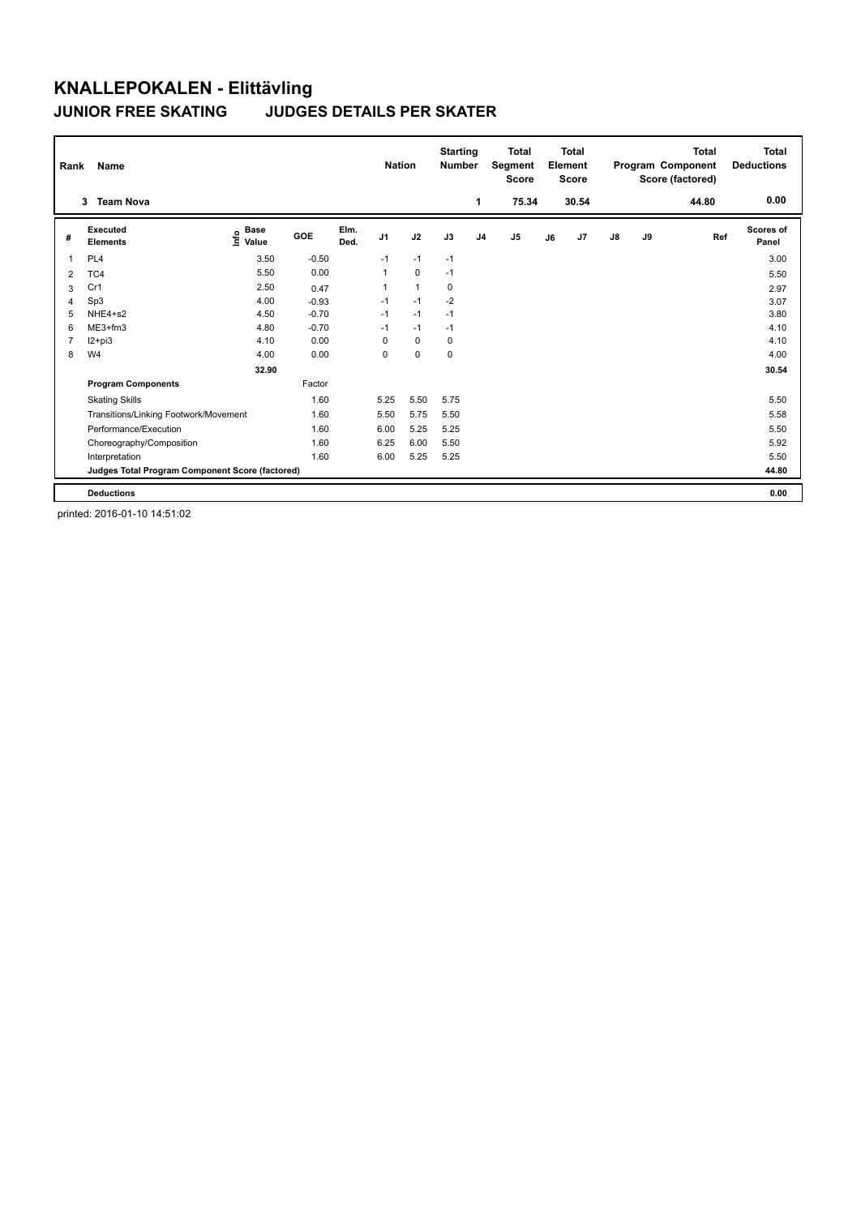# KNALLEPOKALEN - Elittävling

## JUNIOR FREE SKATING JUDGES DETAILS PER SKATER

| Rank | Name | Nation | Starting Number | Total Segment Score | Total Element Score | Total Program Component Score (factored) | Total Deductions |
|---|---|---|---|---|---|---|---|
| 3 | Team Nova | | 1 | 75.34 | 30.54 | 44.80 | 0.00 |

| # | Executed Elements | Info | Base Value | GOE | Elm. Ded. | J1 | J2 | J3 | J4 | J5 | J6 | J7 | J8 | J9 | Ref | Scores of Panel |
|---|---|---|---|---|---|---|---|---|---|---|---|---|---|---|---|---|
| 1 | PL4 | | 3.50 | -0.50 | | -1 | -1 | -1 | | | | | | | | 3.00 |
| 2 | TC4 | | 5.50 | 0.00 | | 1 | 0 | -1 | | | | | | | | 5.50 |
| 3 | Cr1 | | 2.50 | 0.47 | | 1 | 1 | 0 | | | | | | | | 2.97 |
| 4 | Sp3 | | 4.00 | -0.93 | | -1 | -1 | -2 | | | | | | | | 3.07 |
| 5 | NHE4+s2 | | 4.50 | -0.70 | | -1 | -1 | -1 | | | | | | | | 3.80 |
| 6 | ME3+fm3 | | 4.80 | -0.70 | | -1 | -1 | -1 | | | | | | | | 4.10 |
| 7 | I2+pi3 | | 4.10 | 0.00 | | 0 | 0 | 0 | | | | | | | | 4.10 |
| 8 | W4 | | 4.00 | 0.00 | | 0 | 0 | 0 | | | | | | | | 4.00 |
| | | | 32.90 | | | | | | | | | | | | | 30.54 |
| | **Program Components** | | | Factor | | | | | | | | | | | | |
| | Skating Skills | | | 1.60 | | 5.25 | 5.50 | 5.75 | | | | | | | | 5.50 |
| | Transitions/Linking Footwork/Movement | | | 1.60 | | 5.50 | 5.75 | 5.50 | | | | | | | | 5.58 |
| | Performance/Execution | | | 1.60 | | 6.00 | 5.25 | 5.25 | | | | | | | | 5.50 |
| | Choreography/Composition | | | 1.60 | | 6.25 | 6.00 | 5.50 | | | | | | | | 5.92 |
| | Interpretation | | | 1.60 | | 6.00 | 5.25 | 5.25 | | | | | | | | 5.50 |
| | **Judges Total Program Component Score (factored)** | | | | | | | | | | | | | | | 44.80 |
| | **Deductions** | | | | | | | | | | | | | | | 0.00 |

printed: 2016-01-10 14:51:02